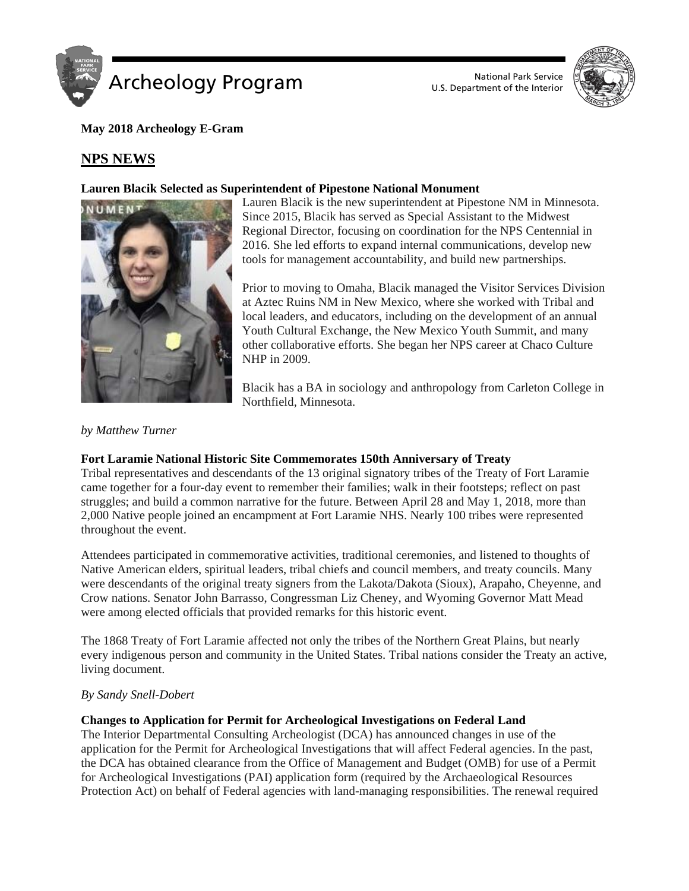**May 2018 Archeology E-Gram**

## NPS NEWS

### Lauren Blacik Selected as Superintendent of Pipestone National Monument

Lauren Blacik is the new superintendent at Pipestone NM in Minnesota. Since 2015, Blacik has served as Special Assistant to the Midwest Regional Director, focusing on coordination for the NPS Centennial in 2016. She led efforts to expand internal communications, develop new tools for management accountability, and build new partnerships.

Prior to moving to Omaha, Blacik managed the Visitor Services Division at Aztec Ruins NM in New Mexico, where she worked with Tribal and local leaders, and educators, including on the development of an annual Youth Cultural Exchange, the New Mexico Youth Summit, and many other collaborative efforts. She began her NPS career at Chaco Culture NHP in 2009.

Blacik has a BA in sociology and anthropology from Carleton College in Northfield, Minnesota.

*by Matthew Turner*

### Fort Laramie National Historic Site Commemorates 150th Anniversary of Treaty

Tribal representatives and descendants of the 13 original signatory tribes of the Treaty of Fort Laramie came together for a four-day event to remember their families; walk in their footsteps; reflect on past struggles; and build a common narrative for the future. Between April 28 and May 1, 2018, more than 2,000 Native people joined an encampment at Fort Laramie NHS. Nearly 100 tribes were represented throughout the event.

Attendees participated in commemorative activities, traditional ceremonies, and listened to thoughts of Native American elders, spiritual leaders, tribal chiefs and council members, and treaty councils. Many were descendants of the original treaty signers from the Lakota/Dakota (Sioux), Arapaho, Cheyenne, and Crow nations. Senator John Barrasso, Congressman Liz Cheney, and Wyoming Governor Matt Mead were among elected officials that provided remarks for this historic event.

The 1868 Treaty of Fort Laramie affected not only the tribes of the Northern Great Plains, but nearly every indigenous person and community in the United States. Tribal nations consider the Treaty an active, living document.

*By Sandy Snell-Dobert*

### Changes to Application for Permit for Archeological Investigations on Federal Land

The Interior Departmental Consulting Archeologist (DCA) has announced changes in use of the application for the Permit for Archeological Investigations that will affect Federal agencies. In the past, the DCA has obtained clearance from the Office of Management and Budget (OMB) for use of a Permit for Archeological Investigations (PAI) application form (required by the Archaeological Resources Protection Act) on behalf of Federal agencies with land-managing responsibilities. The renewal required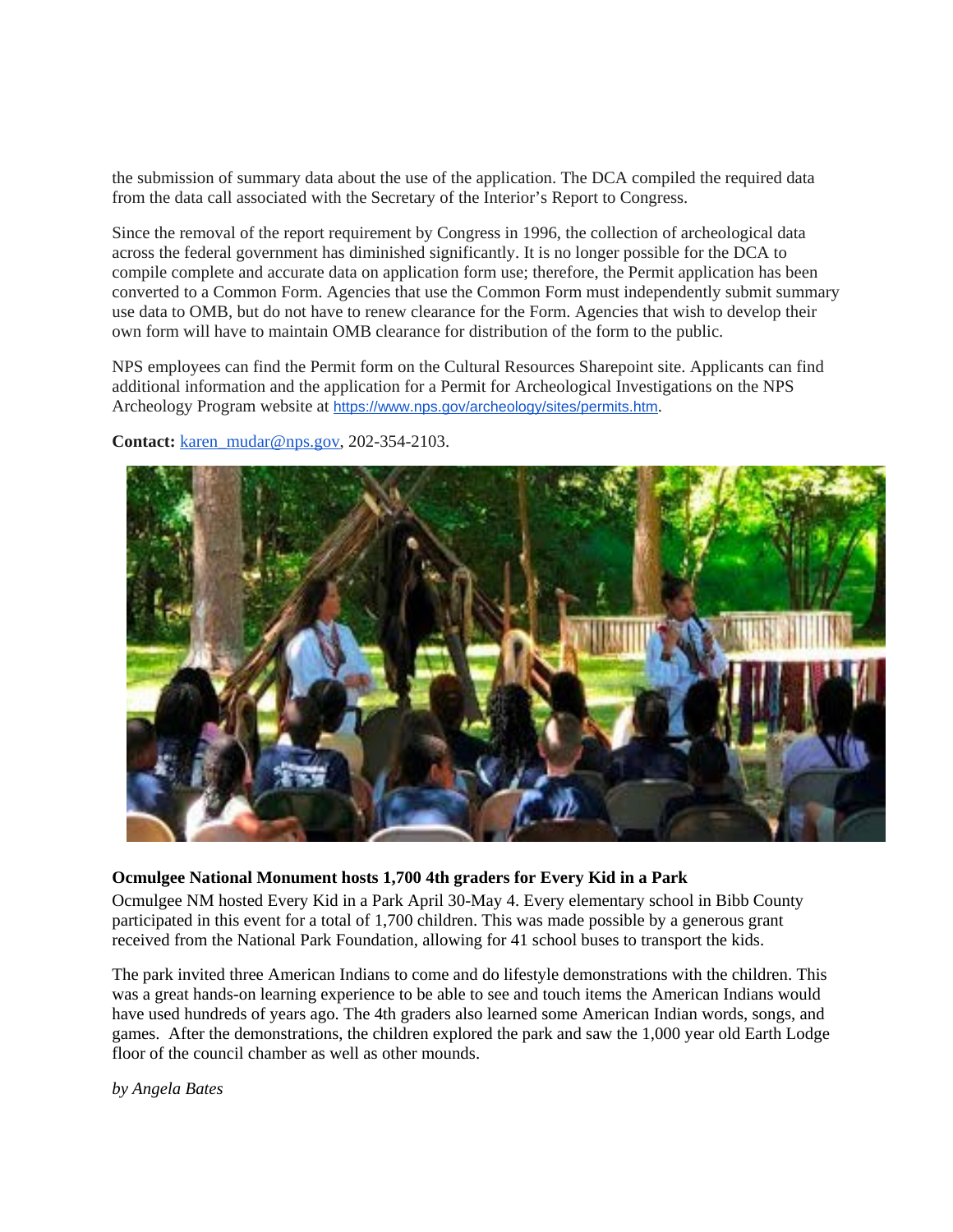the submission of summary data about the use of the application. The DCA compiled the required data from the data call associated with the Secretary of the Interior's Report to Congress.

Since the removal of the report requirement by Congress in 1996, the collection of archeological data across the federal government has diminished significantly. It is no longer possible for the DCA to compile complete and accurate data on application form use; therefore, the Permit application has been converted to a Common Form. Agencies that use the Common Form must independently submit summary use data to OMB, but do not have to renew clearance for the Form. Agencies that wish to develop their own form will have to maintain OMB clearance for distribution of the form to the public.

NPS employees can find the Permit form on the Cultural Resources Sharepoint site. Applicants can find additional information and the application for a Permit for Archeological Investigations on the NPS Archeology Program website at https://www.nps.gov/archeology/sites/permits.htm.

**Contact:** karen_mudar@nps.gov, 202-354-2103.

**Ocmulgee National Monument hosts 1,700 4th graders for Every Kid in a Park**

Ocmulgee NM hosted Every Kid in a Park April 30-May 4. Every elementary school in Bibb County participated in this event for a total of 1,700 children. This was made possible by a generous grant received from the National Park Foundation, allowing for 41 school buses to transport the kids.

The park invited three American Indians to come and do lifestyle demonstrations with the children. This was a great hands-on learning experience to be able to see and touch items the American Indians would have used hundreds of years ago. The 4th graders also learned some American Indian words, songs, and games. After the demonstrations, the children explored the park and saw the 1,000 year old Earth Lodge floor of the council chamber as well as other mounds.

*by Angela Bates*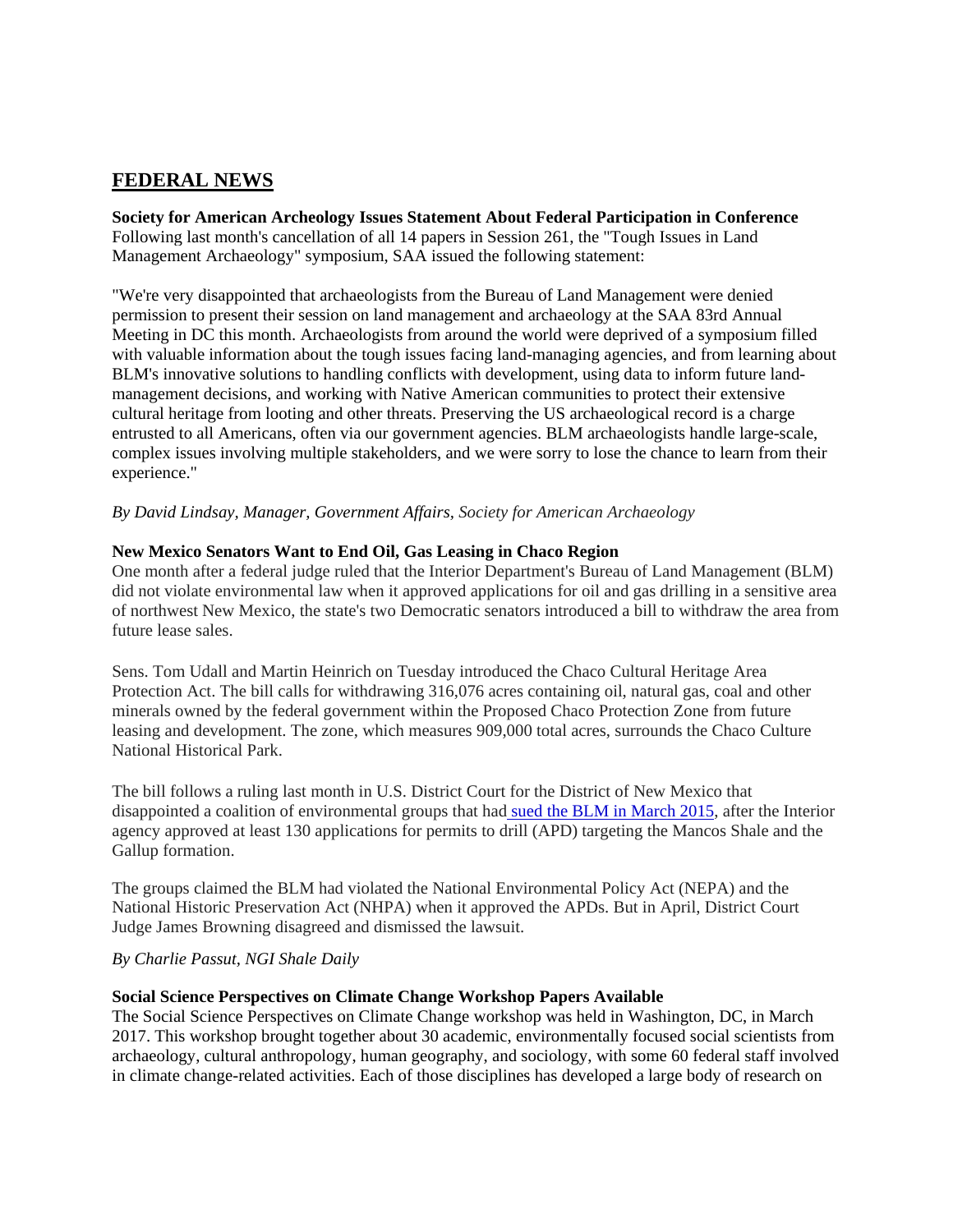## FEDERAL NEWS

**Society for American Archeology Issues Statement About Federal Participation in Conference**
Following last month's cancellation of all 14 papers in Session 261, the "Tough Issues in Land Management Archaeology" symposium, SAA issued the following statement:

"We're very disappointed that archaeologists from the Bureau of Land Management were denied permission to present their session on land management and archaeology at the SAA 83rd Annual Meeting in DC this month. Archaeologists from around the world were deprived of a symposium filled with valuable information about the tough issues facing land-managing agencies, and from learning about BLM's innovative solutions to handling conflicts with development, using data to inform future land-management decisions, and working with Native American communities to protect their extensive cultural heritage from looting and other threats. Preserving the US archaeological record is a charge entrusted to all Americans, often via our government agencies. BLM archaeologists handle large-scale, complex issues involving multiple stakeholders, and we were sorry to lose the chance to learn from their experience."

*By David Lindsay, Manager, Government Affairs, Society for American Archaeology*

**New Mexico Senators Want to End Oil, Gas Leasing in Chaco Region**
One month after a federal judge ruled that the Interior Department's Bureau of Land Management (BLM) did not violate environmental law when it approved applications for oil and gas drilling in a sensitive area of northwest New Mexico, the state's two Democratic senators introduced a bill to withdraw the area from future lease sales.

Sens. Tom Udall and Martin Heinrich on Tuesday introduced the Chaco Cultural Heritage Area Protection Act. The bill calls for withdrawing 316,076 acres containing oil, natural gas, coal and other minerals owned by the federal government within the Proposed Chaco Protection Zone from future leasing and development. The zone, which measures 909,000 total acres, surrounds the Chaco Culture National Historical Park.

The bill follows a ruling last month in U.S. District Court for the District of New Mexico that disappointed a coalition of environmental groups that had sued the BLM in March 2015, after the Interior agency approved at least 130 applications for permits to drill (APD) targeting the Mancos Shale and the Gallup formation.

The groups claimed the BLM had violated the National Environmental Policy Act (NEPA) and the National Historic Preservation Act (NHPA) when it approved the APDs. But in April, District Court Judge James Browning disagreed and dismissed the lawsuit.

*By Charlie Passut, NGI Shale Daily*

**Social Science Perspectives on Climate Change Workshop Papers Available**
The Social Science Perspectives on Climate Change workshop was held in Washington, DC, in March 2017. This workshop brought together about 30 academic, environmentally focused social scientists from archaeology, cultural anthropology, human geography, and sociology, with some 60 federal staff involved in climate change-related activities. Each of those disciplines has developed a large body of research on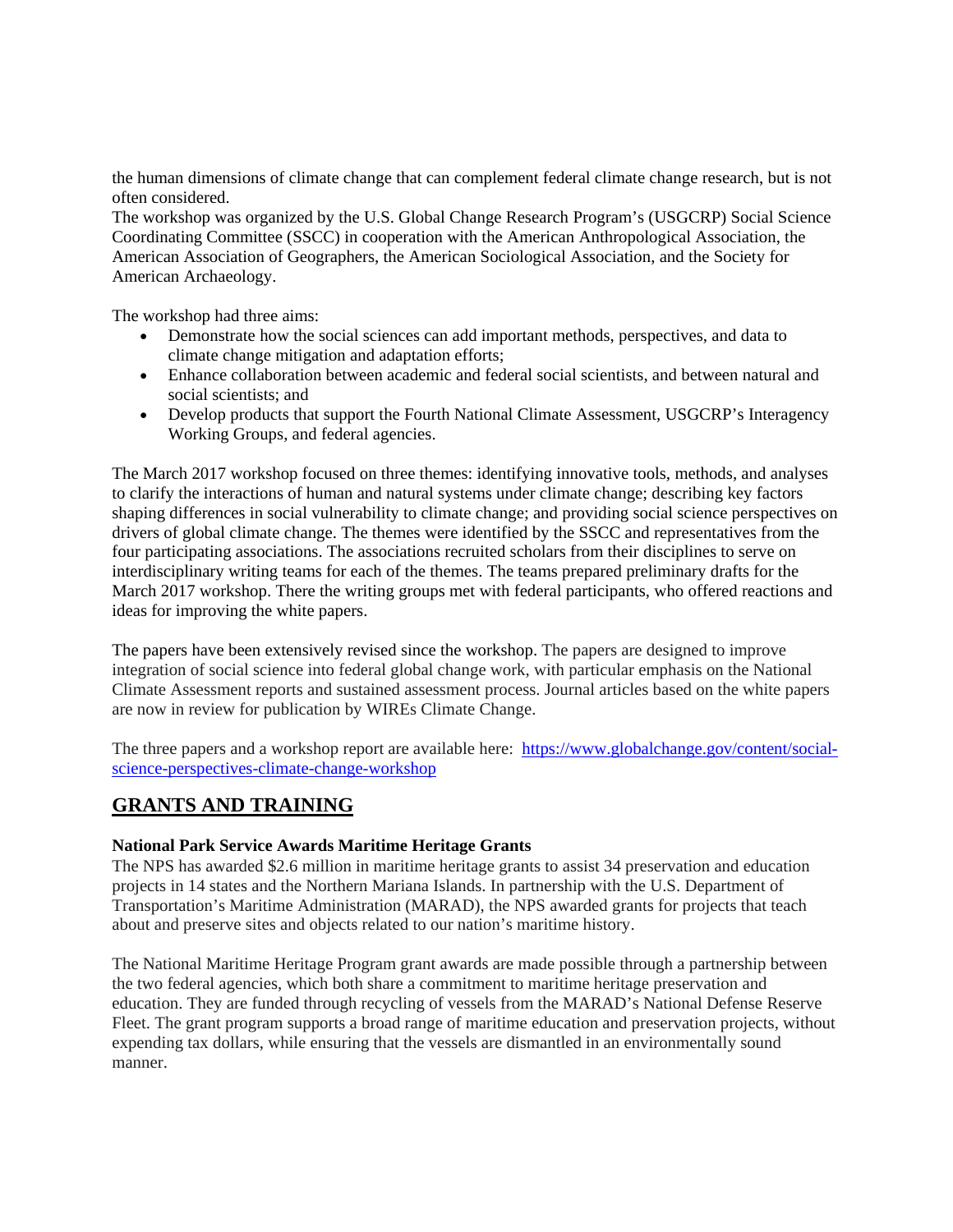the human dimensions of climate change that can complement federal climate change research, but is not often considered.
The workshop was organized by the U.S. Global Change Research Program's (USGCRP) Social Science Coordinating Committee (SSCC) in cooperation with the American Anthropological Association, the American Association of Geographers, the American Sociological Association, and the Society for American Archaeology.

The workshop had three aims:

- Demonstrate how the social sciences can add important methods, perspectives, and data to climate change mitigation and adaptation efforts;
- Enhance collaboration between academic and federal social scientists, and between natural and social scientists; and
- Develop products that support the Fourth National Climate Assessment, USGCRP's Interagency Working Groups, and federal agencies.

The March 2017 workshop focused on three themes: identifying innovative tools, methods, and analyses to clarify the interactions of human and natural systems under climate change; describing key factors shaping differences in social vulnerability to climate change; and providing social science perspectives on drivers of global climate change. The themes were identified by the SSCC and representatives from the four participating associations. The associations recruited scholars from their disciplines to serve on interdisciplinary writing teams for each of the themes. The teams prepared preliminary drafts for the March 2017 workshop. There the writing groups met with federal participants, who offered reactions and ideas for improving the white papers.

The papers have been extensively revised since the workshop. The papers are designed to improve integration of social science into federal global change work, with particular emphasis on the National Climate Assessment reports and sustained assessment process. Journal articles based on the white papers are now in review for publication by WIREs Climate Change.

The three papers and a workshop report are available here: [https://www.globalchange.gov/content/social-science-perspectives-climate-change-workshop](https://www.globalchange.gov/content/social-science-perspectives-climate-change-workshop)

## GRANTS AND TRAINING

**National Park Service Awards Maritime Heritage Grants**
The NPS has awarded $2.6 million in maritime heritage grants to assist 34 preservation and education projects in 14 states and the Northern Mariana Islands. In partnership with the U.S. Department of Transportation's Maritime Administration (MARAD), the NPS awarded grants for projects that teach about and preserve sites and objects related to our nation's maritime history.

The National Maritime Heritage Program grant awards are made possible through a partnership between the two federal agencies, which both share a commitment to maritime heritage preservation and education. They are funded through recycling of vessels from the MARAD's National Defense Reserve Fleet. The grant program supports a broad range of maritime education and preservation projects, without expending tax dollars, while ensuring that the vessels are dismantled in an environmentally sound manner.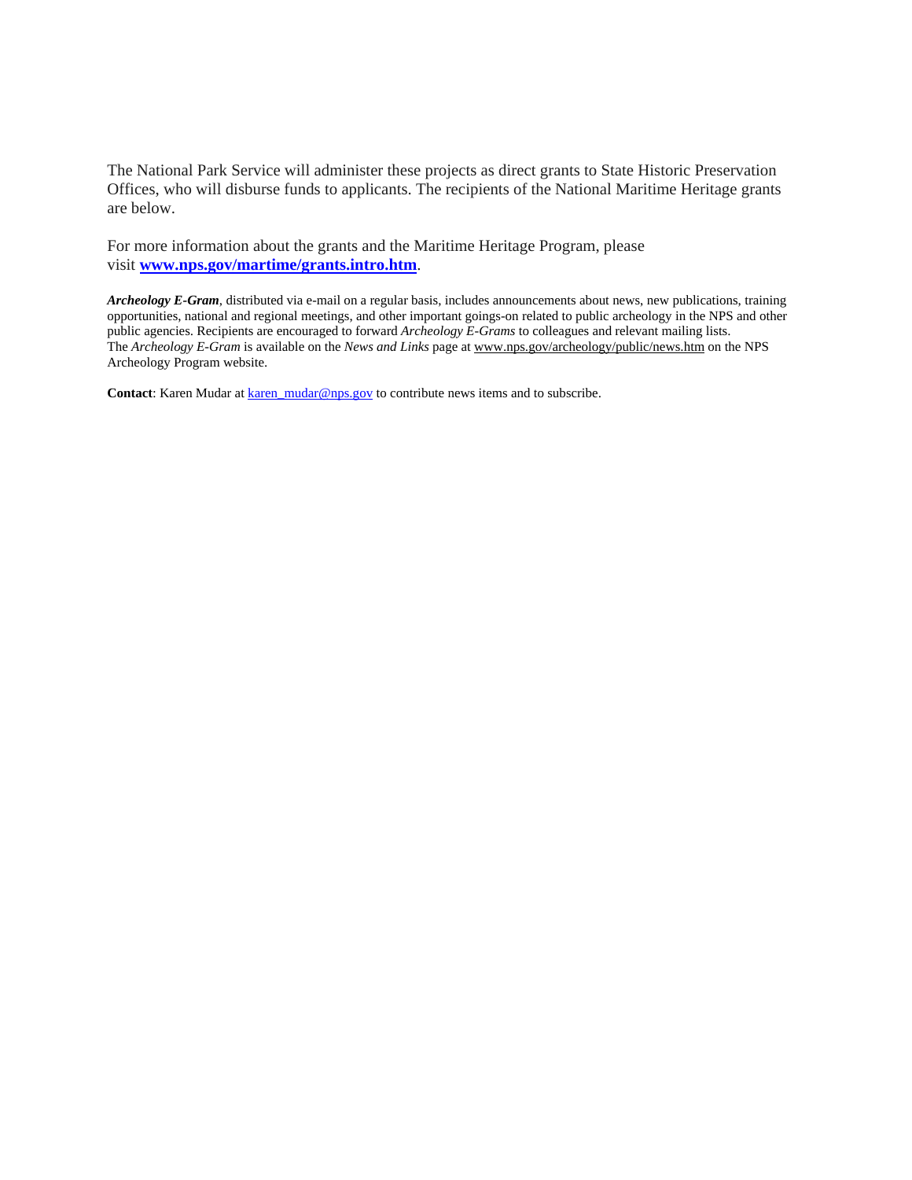The National Park Service will administer these projects as direct grants to State Historic Preservation Offices, who will disburse funds to applicants. The recipients of the National Maritime Heritage grants are below.

For more information about the grants and the Maritime Heritage Program, please visit **www.nps.gov/martime/grants.intro.htm**.

***Archeology E-Gram***, distributed via e-mail on a regular basis, includes announcements about news, new publications, training opportunities, national and regional meetings, and other important goings-on related to public archeology in the NPS and other public agencies. Recipients are encouraged to forward *Archeology E-Grams* to colleagues and relevant mailing lists. The *Archeology E-Gram* is available on the *News and Links* page at www.nps.gov/archeology/public/news.htm on the NPS Archeology Program website.

**Contact**: Karen Mudar at karen_mudar@nps.gov to contribute news items and to subscribe.